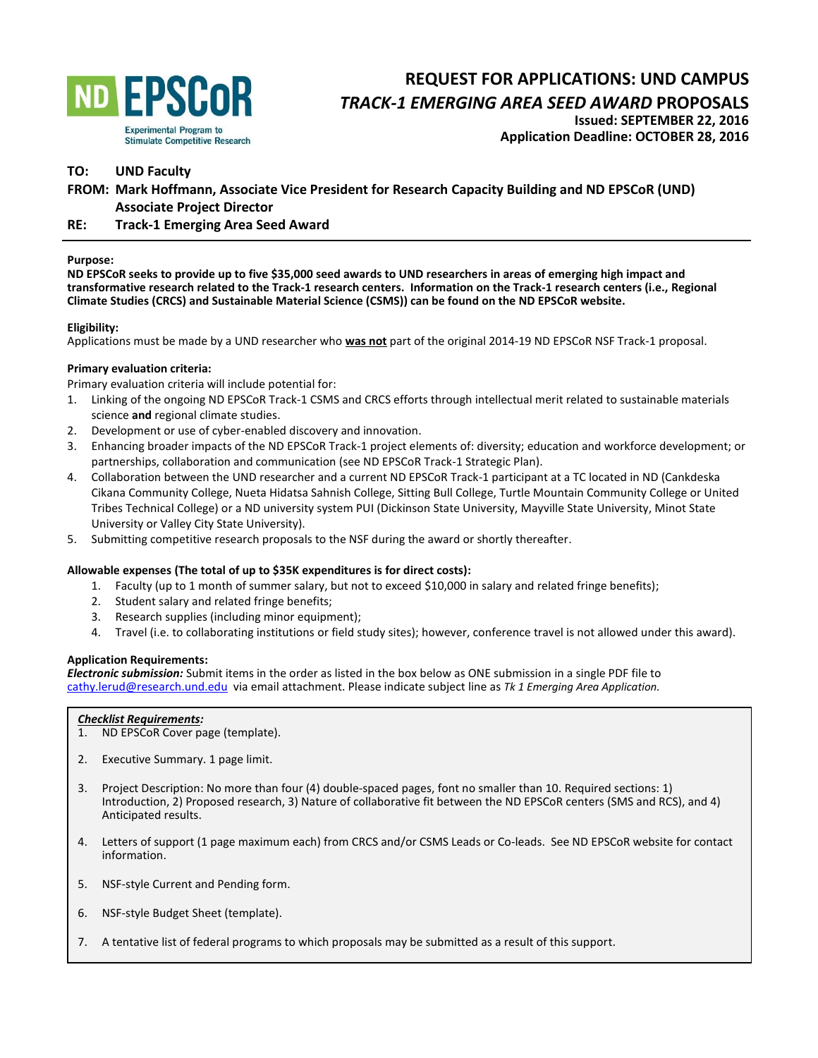ND EPSCoR
Experimental Program to Stimulate Competitive Research

# REQUEST FOR APPLICATIONS: UND CAMPUS
# *TRACK-1 EMERGING AREA SEED AWARD* PROPOSALS

**Issued: SEPTEMBER 22, 2016**
**Application Deadline: OCTOBER 28, 2016**

**TO:** **UND Faculty**

**FROM:** **Mark Hoffmann, Associate Vice President for Research Capacity Building and ND EPSCoR (UND) Associate Project Director**

**RE:** **Track-1 Emerging Area Seed Award**

---

**Purpose:**
**ND EPSCoR seeks to provide up to five $35,000 seed awards to UND researchers in areas of emerging high impact and transformative research related to the Track-1 research centers. Information on the Track-1 research centers (i.e., Regional Climate Studies (CRCS) and Sustainable Material Science (CSMS)) can be found on the ND EPSCoR website.**

**Eligibility:**
Applications must be made by a UND researcher who **<u>was not</u>** part of the original 2014-19 ND EPSCoR NSF Track-1 proposal.

**Primary evaluation criteria:**
Primary evaluation criteria will include potential for:

1. Linking of the ongoing ND EPSCoR Track-1 CSMS and CRCS efforts through intellectual merit related to sustainable materials science **and** regional climate studies.
2. Development or use of cyber-enabled discovery and innovation.
3. Enhancing broader impacts of the ND EPSCoR Track-1 project elements of: diversity; education and workforce development; or partnerships, collaboration and communication (see ND EPSCoR Track-1 Strategic Plan).
4. Collaboration between the UND researcher and a current ND EPSCoR Track-1 participant at a TC located in ND (Cankdeska Cikana Community College, Nueta Hidatsa Sahnish College, Sitting Bull College, Turtle Mountain Community College or United Tribes Technical College) or a ND university system PUI (Dickinson State University, Mayville State University, Minot State University or Valley City State University).
5. Submitting competitive research proposals to the NSF during the award or shortly thereafter.

**Allowable expenses (The total of up to $35K expenditures is for direct costs):**

1. Faculty (up to 1 month of summer salary, but not to exceed $10,000 in salary and related fringe benefits);
2. Student salary and related fringe benefits;
3. Research supplies (including minor equipment);
4. Travel (i.e. to collaborating institutions or field study sites); however, conference travel is not allowed under this award).

**Application Requirements:**
***Electronic submission:*** Submit items in the order as listed in the box below as ONE submission in a single PDF file to cathy.lerud@research.und.edu via email attachment. Please indicate subject line as *Tk 1 Emerging Area Application.*

***<u>Checklist Requirements:</u>***

1. ND EPSCoR Cover page (template).
2. Executive Summary. 1 page limit.
3. Project Description: No more than four (4) double-spaced pages, font no smaller than 10. Required sections: 1) Introduction, 2) Proposed research, 3) Nature of collaborative fit between the ND EPSCoR centers (SMS and RCS), and 4) Anticipated results.
4. Letters of support (1 page maximum each) from CRCS and/or CSMS Leads or Co-leads. See ND EPSCoR website for contact information.
5. NSF-style Current and Pending form.
6. NSF-style Budget Sheet (template).
7. A tentative list of federal programs to which proposals may be submitted as a result of this support.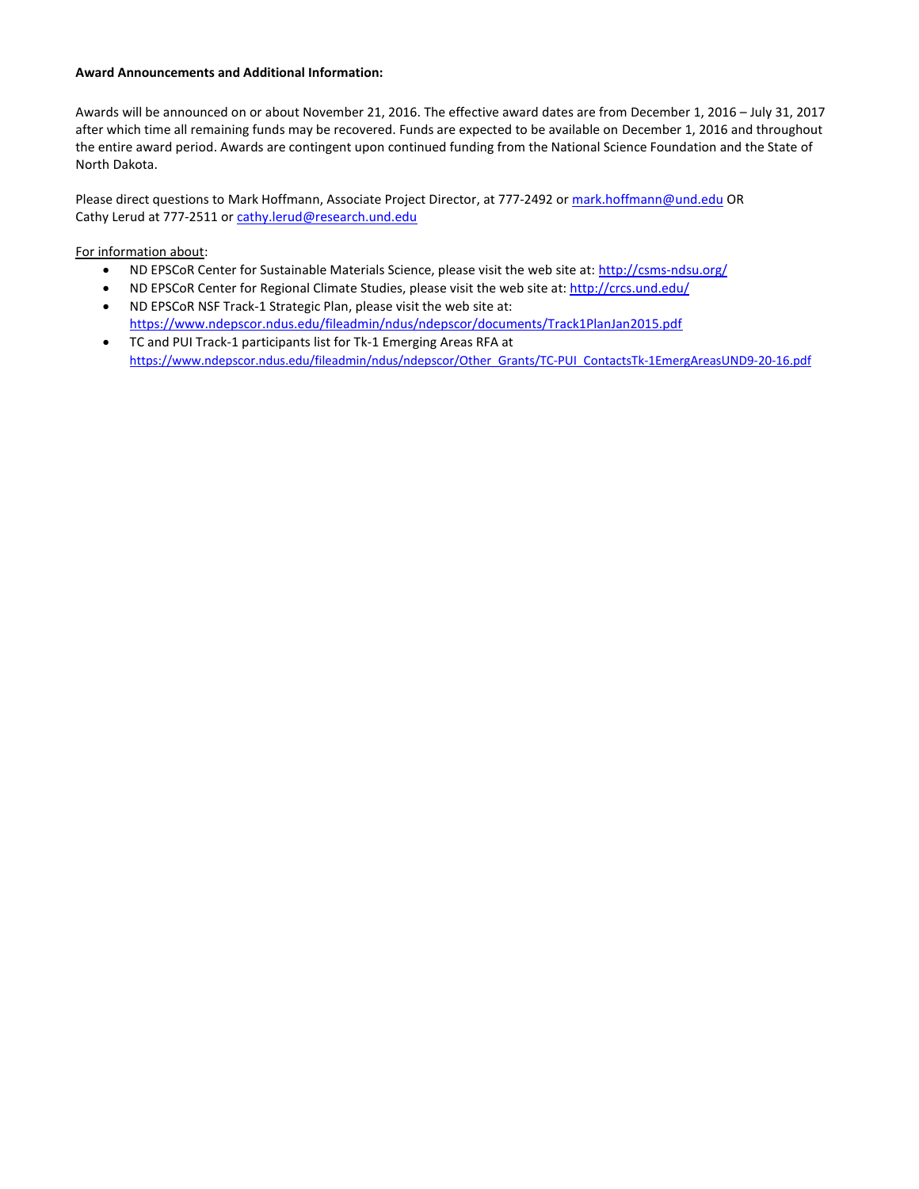**Award Announcements and Additional Information:**

Awards will be announced on or about November 21, 2016. The effective award dates are from December 1, 2016 – July 31, 2017 after which time all remaining funds may be recovered. Funds are expected to be available on December 1, 2016 and throughout the entire award period. Awards are contingent upon continued funding from the National Science Foundation and the State of North Dakota.

Please direct questions to Mark Hoffmann, Associate Project Director, at 777-2492 or mark.hoffmann@und.edu OR Cathy Lerud at 777-2511 or cathy.lerud@research.und.edu

For information about:

- ND EPSCoR Center for Sustainable Materials Science, please visit the web site at: http://csms-ndsu.org/
- ND EPSCoR Center for Regional Climate Studies, please visit the web site at: http://crcs.und.edu/
- ND EPSCoR NSF Track-1 Strategic Plan, please visit the web site at: https://www.ndepscor.ndus.edu/fileadmin/ndus/ndepscor/documents/Track1PlanJan2015.pdf
- TC and PUI Track-1 participants list for Tk-1 Emerging Areas RFA at https://www.ndepscor.ndus.edu/fileadmin/ndus/ndepscor/Other_Grants/TC-PUI_ContactsTk-1EmergAreasUND9-20-16.pdf